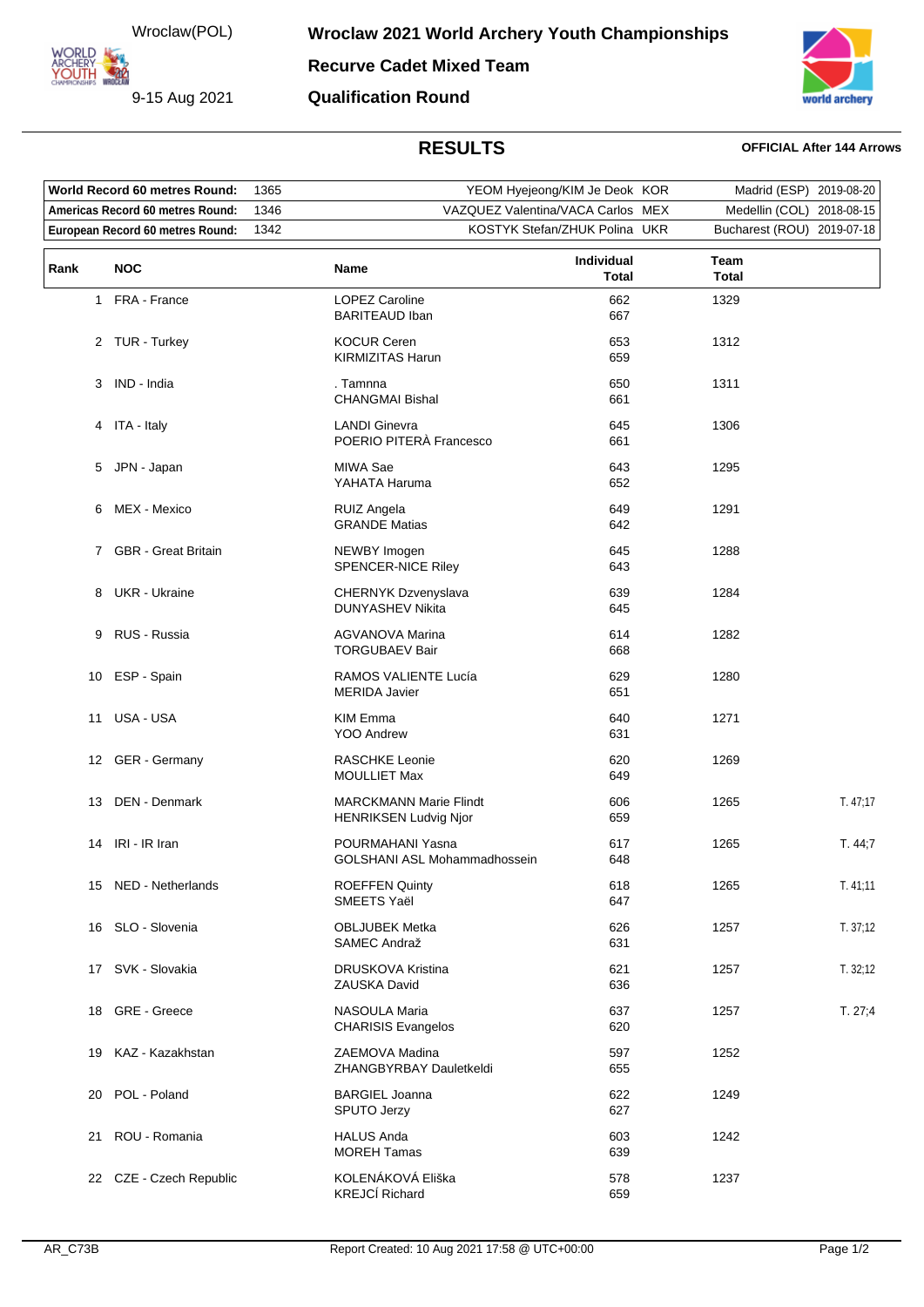Wroclaw(POL)

9-15 Aug 2021

# Wroclaw 2021 World Archery Youth Championships

## Recurve Cadet Mixed Team

## Qualification Round

### RESULTS

**OFFICIAL After 144 Arrows**

| Record | Score | Holder | Place | Date |
|---|---|---|---|---|
| **World Record 60 metres Round:** | 1365 | YEOM Hyejeong/KIM Je Deok KOR | Madrid (ESP) | 2019-08-20 |
| **Americas Record 60 metres Round:** | 1346 | VAZQUEZ Valentina/VACA Carlos MEX | Medellin (COL) | 2018-08-15 |
| **European Record 60 metres Round:** | 1342 | KOSTYK Stefan/ZHUK Polina UKR | Bucharest (ROU) | 2019-07-18 |

| Rank | NOC | Name | Individual Total | Team Total | |
|---|---|---|---|---|---|
| 1 | FRA - France | LOPEZ Caroline<br>BARITEAUD Iban | 662<br>667 | 1329 | |
| 2 | TUR - Turkey | KOCUR Ceren<br>KIRMIZITAS Harun | 653<br>659 | 1312 | |
| 3 | IND - India | . Tamnna<br>CHANGMAI Bishal | 650<br>661 | 1311 | |
| 4 | ITA - Italy | LANDI Ginevra<br>POERIO PITERÀ Francesco | 645<br>661 | 1306 | |
| 5 | JPN - Japan | MIWA Sae<br>YAHATA Haruma | 643<br>652 | 1295 | |
| 6 | MEX - Mexico | RUIZ Angela<br>GRANDE Matias | 649<br>642 | 1291 | |
| 7 | GBR - Great Britain | NEWBY Imogen<br>SPENCER-NICE Riley | 645<br>643 | 1288 | |
| 8 | UKR - Ukraine | CHERNYK Dzvenyslava<br>DUNYASHEV Nikita | 639<br>645 | 1284 | |
| 9 | RUS - Russia | AGVANOVA Marina<br>TORGUBAEV Bair | 614<br>668 | 1282 | |
| 10 | ESP - Spain | RAMOS VALIENTE Lucía<br>MERIDA Javier | 629<br>651 | 1280 | |
| 11 | USA - USA | KIM Emma<br>YOO Andrew | 640<br>631 | 1271 | |
| 12 | GER - Germany | RASCHKE Leonie<br>MOULLIET Max | 620<br>649 | 1269 | |
| 13 | DEN - Denmark | MARCKMANN Marie Flindt<br>HENRIKSEN Ludvig Njor | 606<br>659 | 1265 | T. 47;17 |
| 14 | IRI - IR Iran | POURMAHANI Yasna<br>GOLSHANI ASL Mohammadhossein | 617<br>648 | 1265 | T. 44;7 |
| 15 | NED - Netherlands | ROEFFEN Quinty<br>SMEETS Yaël | 618<br>647 | 1265 | T. 41;11 |
| 16 | SLO - Slovenia | OBLJUBEK Metka<br>SAMEC Andraž | 626<br>631 | 1257 | T. 37;12 |
| 17 | SVK - Slovakia | DRUSKOVA Kristina<br>ZAUSKA David | 621<br>636 | 1257 | T. 32;12 |
| 18 | GRE - Greece | NASOULA Maria<br>CHARISIS Evangelos | 637<br>620 | 1257 | T. 27;4 |
| 19 | KAZ - Kazakhstan | ZAEMOVA Madina<br>ZHANGBYRBAY Dauletkeldi | 597<br>655 | 1252 | |
| 20 | POL - Poland | BARGIEL Joanna<br>SPUTO Jerzy | 622<br>627 | 1249 | |
| 21 | ROU - Romania | HALUS Anda<br>MOREH Tamas | 603<br>639 | 1242 | |
| 22 | CZE - Czech Republic | KOLENÁKOVÁ Eliška<br>KREJCÍ Richard | 578<br>659 | 1237 | |

AR_C73B

Report Created: 10 Aug 2021 17:58 @ UTC+00:00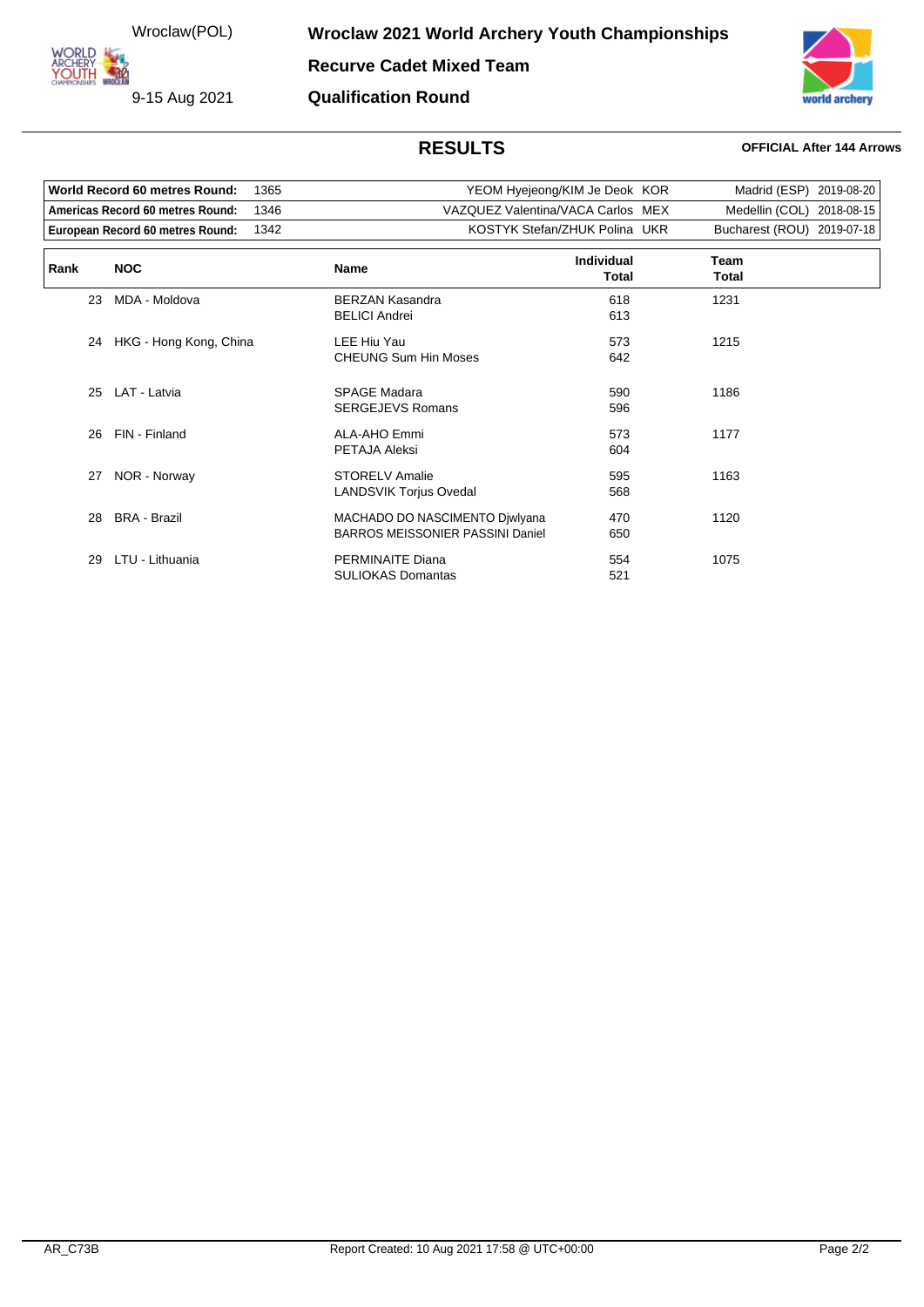# Wroclaw 2021 World Archery Youth Championships

Wroclaw(POL)

9-15 Aug 2021

## Recurve Cadet Mixed Team

## Qualification Round

## RESULTS

**OFFICIAL After 144 Arrows**

| | | | |
|---|---|---|---|
| **World Record 60 metres Round:** 1365 | YEOM Hyejeong/KIM Je Deok KOR | Madrid (ESP) | 2019-08-20 |
| **Americas Record 60 metres Round:** 1346 | VAZQUEZ Valentina/VACA Carlos MEX | Medellin (COL) | 2018-08-15 |
| **European Record 60 metres Round:** 1342 | KOSTYK Stefan/ZHUK Polina UKR | Bucharest (ROU) | 2019-07-18 |

| Rank | NOC | Name | Individual Total | Team Total |
|---|---|---|---|---|
| 23 | MDA - Moldova | BERZAN Kasandra | 618 | 1231 |
| | | BELICI Andrei | 613 | |
| 24 | HKG - Hong Kong, China | LEE Hiu Yau | 573 | 1215 |
| | | CHEUNG Sum Hin Moses | 642 | |
| 25 | LAT - Latvia | SPAGE Madara | 590 | 1186 |
| | | SERGEJEVS Romans | 596 | |
| 26 | FIN - Finland | ALA-AHO Emmi | 573 | 1177 |
| | | PETAJA Aleksi | 604 | |
| 27 | NOR - Norway | STORELV Amalie | 595 | 1163 |
| | | LANDSVIK Torjus Ovedal | 568 | |
| 28 | BRA - Brazil | MACHADO DO NASCIMENTO Djwlyana | 470 | 1120 |
| | | BARROS MEISSONIER PASSINI Daniel | 650 | |
| 29 | LTU - Lithuania | PERMINAITE Diana | 554 | 1075 |
| | | SULIOKAS Domantas | 521 | |

AR_C73B

Report Created: 10 Aug 2021 17:58 @ UTC+00:00